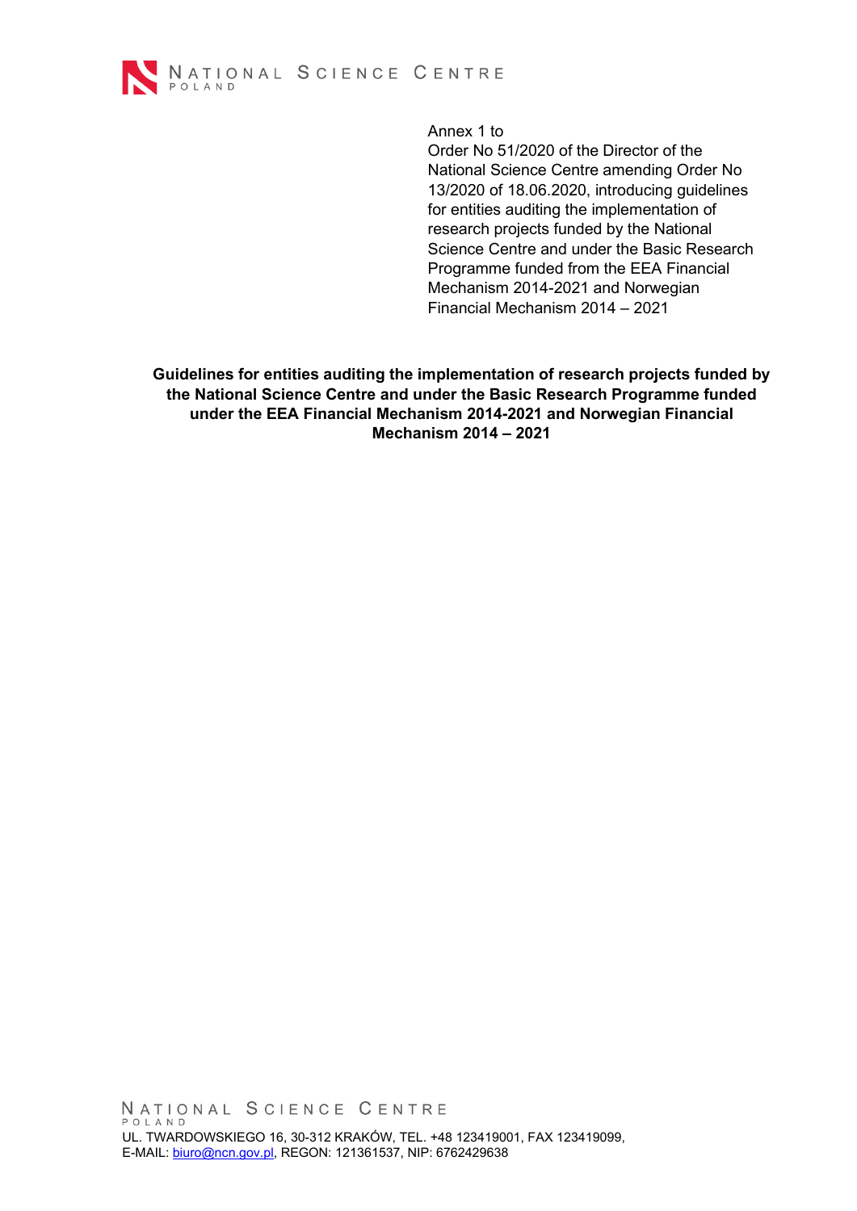Annex 1 to
Order No 51/2020 of the Director of the National Science Centre amending Order No 13/2020 of 18.06.2020, introducing guidelines for entities auditing the implementation of research projects funded by the National Science Centre and under the Basic Research Programme funded from the EEA Financial Mechanism 2014-2021 and Norwegian Financial Mechanism 2014 – 2021

# Guidelines for entities auditing the implementation of research projects funded by the National Science Centre and under the Basic Research Programme funded under the EEA Financial Mechanism 2014-2021 and Norwegian Financial Mechanism 2014 – 2021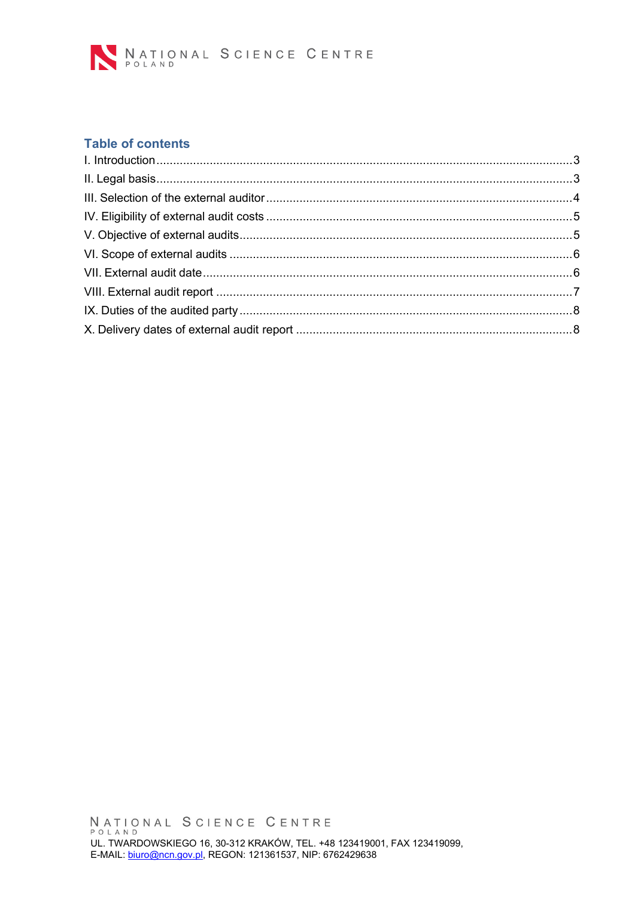## Table of contents

I. Introduction ........................................................................................................ 3
II. Legal basis ........................................................................................................ 3
III. Selection of the external auditor ...................................................................... 4
IV. Eligibility of external audit costs ....................................................................... 5
V. Objective of external audits ............................................................................... 5
VI. Scope of external audits .................................................................................. 6
VII. External audit date .......................................................................................... 6
VIII. External audit report ...................................................................................... 7
IX. Duties of the audited party ............................................................................... 8
X. Delivery dates of external audit report .............................................................. 8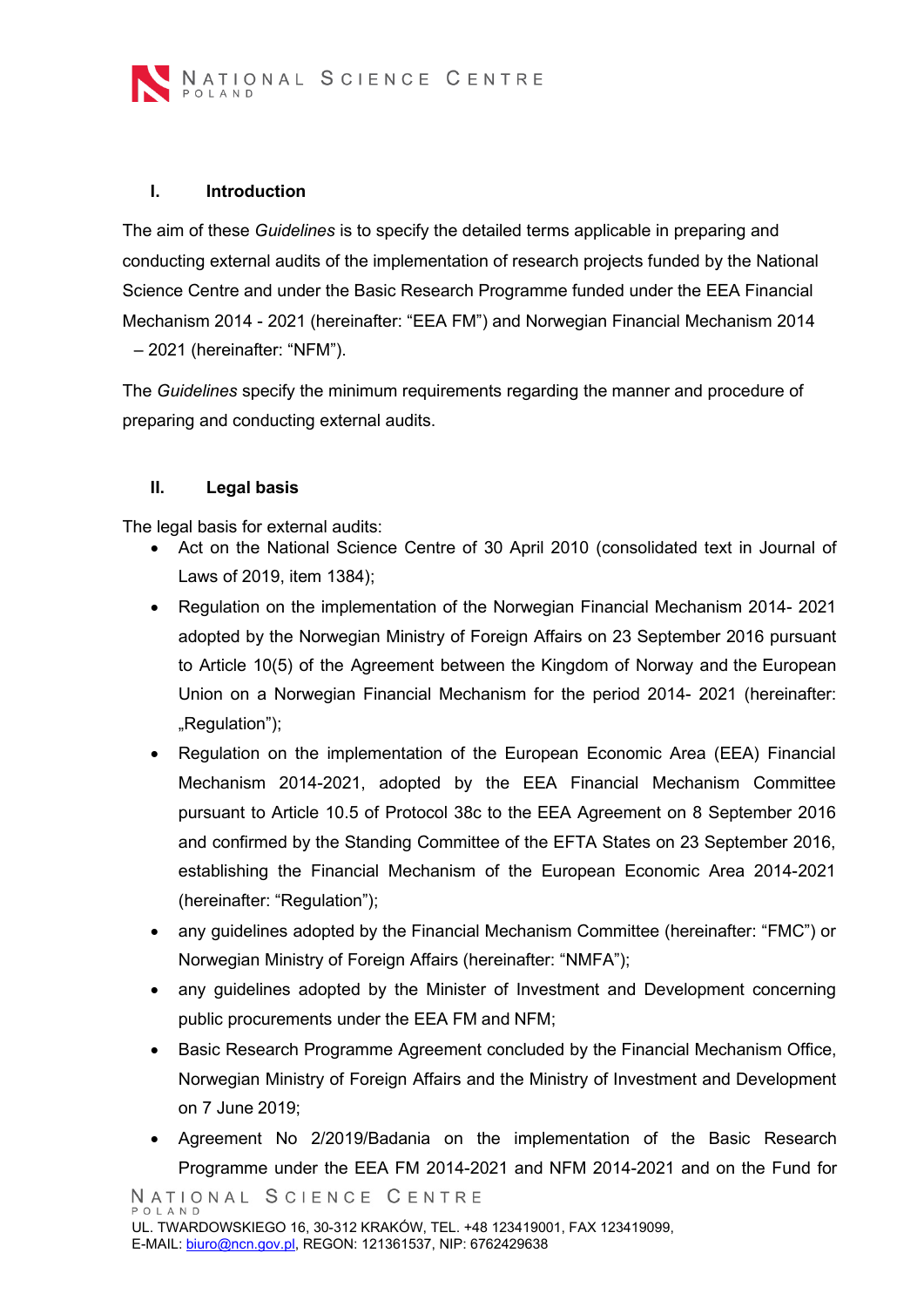## I. Introduction

The aim of these *Guidelines* is to specify the detailed terms applicable in preparing and conducting external audits of the implementation of research projects funded by the National Science Centre and under the Basic Research Programme funded under the EEA Financial Mechanism 2014 - 2021 (hereinafter: "EEA FM") and Norwegian Financial Mechanism 2014 – 2021 (hereinafter: "NFM").

The *Guidelines* specify the minimum requirements regarding the manner and procedure of preparing and conducting external audits.

## II. Legal basis

The legal basis for external audits:

- Act on the National Science Centre of 30 April 2010 (consolidated text in Journal of Laws of 2019, item 1384);
- Regulation on the implementation of the Norwegian Financial Mechanism 2014- 2021 adopted by the Norwegian Ministry of Foreign Affairs on 23 September 2016 pursuant to Article 10(5) of the Agreement between the Kingdom of Norway and the European Union on a Norwegian Financial Mechanism for the period 2014- 2021 (hereinafter: „Regulation");
- Regulation on the implementation of the European Economic Area (EEA) Financial Mechanism 2014-2021, adopted by the EEA Financial Mechanism Committee pursuant to Article 10.5 of Protocol 38c to the EEA Agreement on 8 September 2016 and confirmed by the Standing Committee of the EFTA States on 23 September 2016, establishing the Financial Mechanism of the European Economic Area 2014-2021 (hereinafter: "Regulation");
- any guidelines adopted by the Financial Mechanism Committee (hereinafter: "FMC") or Norwegian Ministry of Foreign Affairs (hereinafter: "NMFA");
- any guidelines adopted by the Minister of Investment and Development concerning public procurements under the EEA FM and NFM;
- Basic Research Programme Agreement concluded by the Financial Mechanism Office, Norwegian Ministry of Foreign Affairs and the Ministry of Investment and Development on 7 June 2019;
- Agreement No 2/2019/Badania on the implementation of the Basic Research Programme under the EEA FM 2014-2021 and NFM 2014-2021 and on the Fund for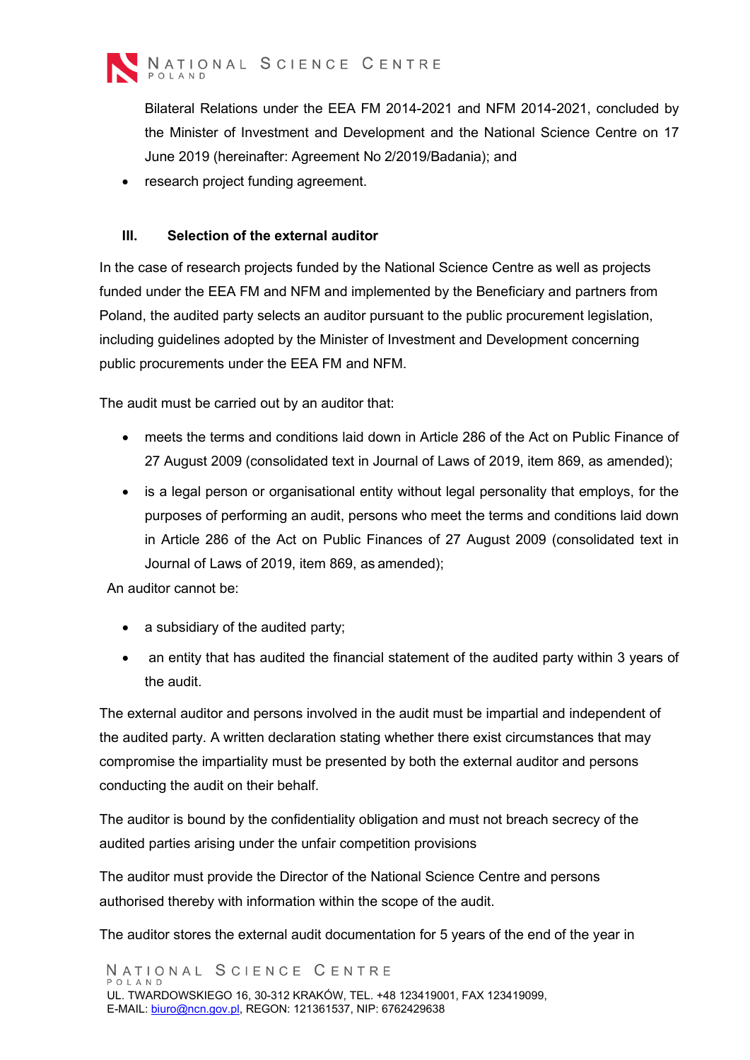Bilateral Relations under the EEA FM 2014-2021 and NFM 2014-2021, concluded by the Minister of Investment and Development and the National Science Centre on 17 June 2019 (hereinafter: Agreement No 2/2019/Badania); and

- research project funding agreement.

## III. Selection of the external auditor

In the case of research projects funded by the National Science Centre as well as projects funded under the EEA FM and NFM and implemented by the Beneficiary and partners from Poland, the audited party selects an auditor pursuant to the public procurement legislation, including guidelines adopted by the Minister of Investment and Development concerning public procurements under the EEA FM and NFM.

The audit must be carried out by an auditor that:

- meets the terms and conditions laid down in Article 286 of the Act on Public Finance of 27 August 2009 (consolidated text in Journal of Laws of 2019, item 869, as amended);
- is a legal person or organisational entity without legal personality that employs, for the purposes of performing an audit, persons who meet the terms and conditions laid down in Article 286 of the Act on Public Finances of 27 August 2009 (consolidated text in Journal of Laws of 2019, item 869, as amended);

An auditor cannot be:

- a subsidiary of the audited party;
- an entity that has audited the financial statement of the audited party within 3 years of the audit.

The external auditor and persons involved in the audit must be impartial and independent of the audited party. A written declaration stating whether there exist circumstances that may compromise the impartiality must be presented by both the external auditor and persons conducting the audit on their behalf.

The auditor is bound by the confidentiality obligation and must not breach secrecy of the audited parties arising under the unfair competition provisions

The auditor must provide the Director of the National Science Centre and persons authorised thereby with information within the scope of the audit.

The auditor stores the external audit documentation for 5 years of the end of the year in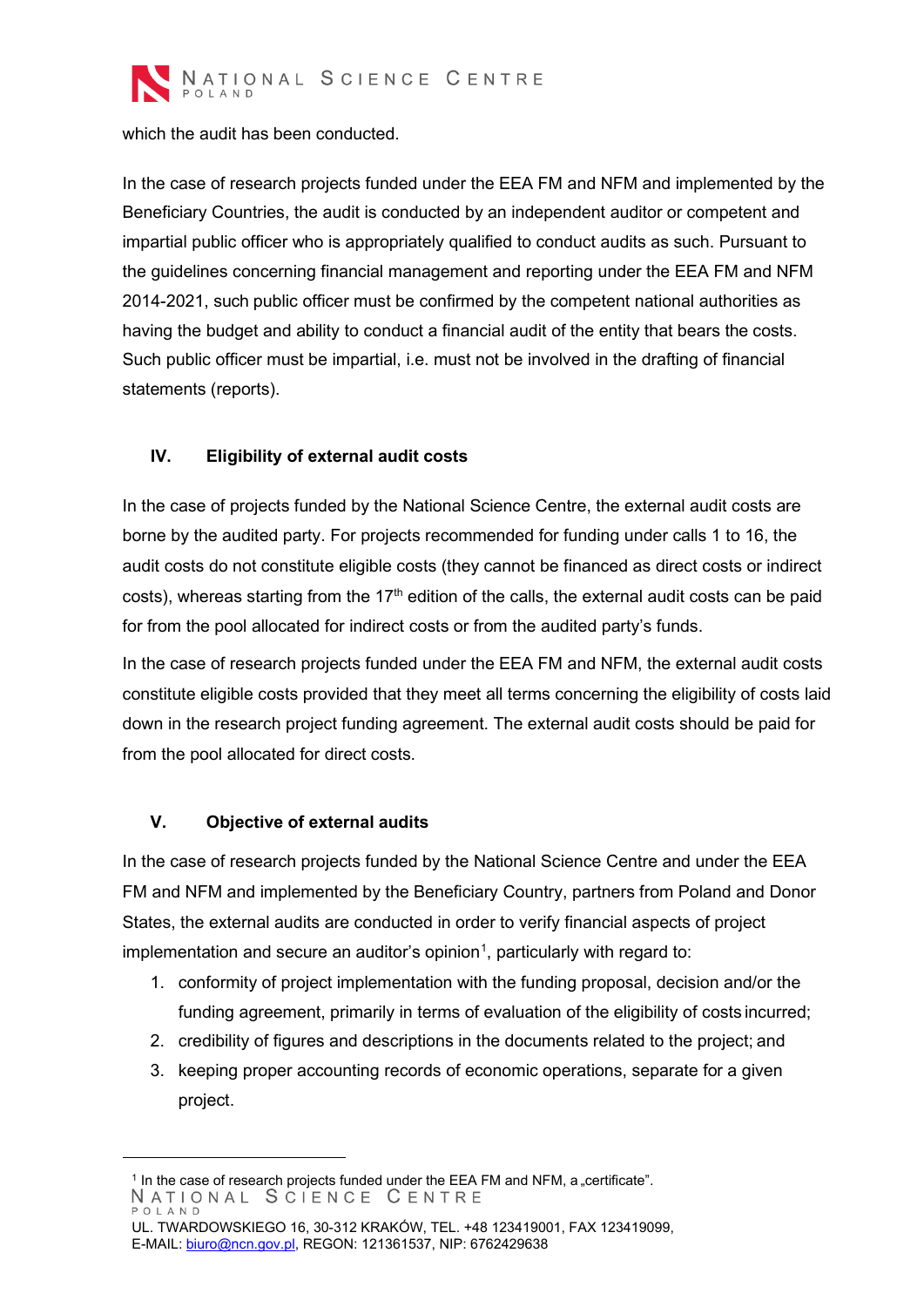which the audit has been conducted.

In the case of research projects funded under the EEA FM and NFM and implemented by the Beneficiary Countries, the audit is conducted by an independent auditor or competent and impartial public officer who is appropriately qualified to conduct audits as such. Pursuant to the guidelines concerning financial management and reporting under the EEA FM and NFM 2014-2021, such public officer must be confirmed by the competent national authorities as having the budget and ability to conduct a financial audit of the entity that bears the costs. Such public officer must be impartial, i.e. must not be involved in the drafting of financial statements (reports).

## IV. Eligibility of external audit costs

In the case of projects funded by the National Science Centre, the external audit costs are borne by the audited party. For projects recommended for funding under calls 1 to 16, the audit costs do not constitute eligible costs (they cannot be financed as direct costs or indirect costs), whereas starting from the 17th edition of the calls, the external audit costs can be paid for from the pool allocated for indirect costs or from the audited party's funds.

In the case of research projects funded under the EEA FM and NFM, the external audit costs constitute eligible costs provided that they meet all terms concerning the eligibility of costs laid down in the research project funding agreement. The external audit costs should be paid for from the pool allocated for direct costs.

## V. Objective of external audits

In the case of research projects funded by the National Science Centre and under the EEA FM and NFM and implemented by the Beneficiary Country, partners from Poland and Donor States, the external audits are conducted in order to verify financial aspects of project implementation and secure an auditor's opinion[1], particularly with regard to:

1. conformity of project implementation with the funding proposal, decision and/or the funding agreement, primarily in terms of evaluation of the eligibility of costs incurred;
2. credibility of figures and descriptions in the documents related to the project; and
3. keeping proper accounting records of economic operations, separate for a given project.

[1] In the case of research projects funded under the EEA FM and NFM, a „certificate".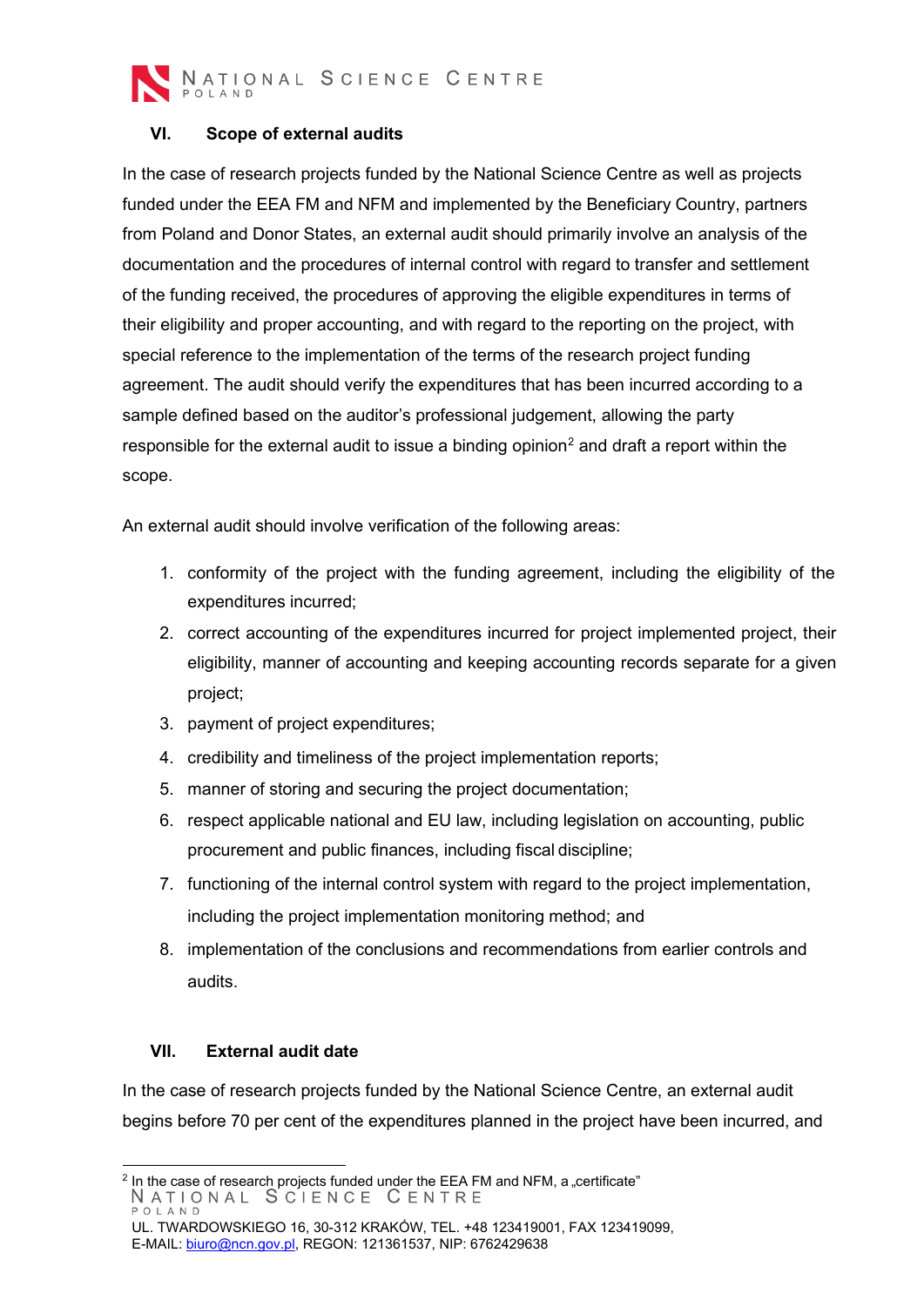## VI. Scope of external audits

In the case of research projects funded by the National Science Centre as well as projects funded under the EEA FM and NFM and implemented by the Beneficiary Country, partners from Poland and Donor States, an external audit should primarily involve an analysis of the documentation and the procedures of internal control with regard to transfer and settlement of the funding received, the procedures of approving the eligible expenditures in terms of their eligibility and proper accounting, and with regard to the reporting on the project, with special reference to the implementation of the terms of the research project funding agreement. The audit should verify the expenditures that has been incurred according to a sample defined based on the auditor's professional judgement, allowing the party responsible for the external audit to issue a binding opinion[2] and draft a report within the scope.

An external audit should involve verification of the following areas:

1. conformity of the project with the funding agreement, including the eligibility of the expenditures incurred;
2. correct accounting of the expenditures incurred for project implemented project, their eligibility, manner of accounting and keeping accounting records separate for a given project;
3. payment of project expenditures;
4. credibility and timeliness of the project implementation reports;
5. manner of storing and securing the project documentation;
6. respect applicable national and EU law, including legislation on accounting, public procurement and public finances, including fiscal discipline;
7. functioning of the internal control system with regard to the project implementation, including the project implementation monitoring method; and
8. implementation of the conclusions and recommendations from earlier controls and audits.

## VII. External audit date

In the case of research projects funded by the National Science Centre, an external audit begins before 70 per cent of the expenditures planned in the project have been incurred, and

[2] In the case of research projects funded under the EEA FM and NFM, a „certificate"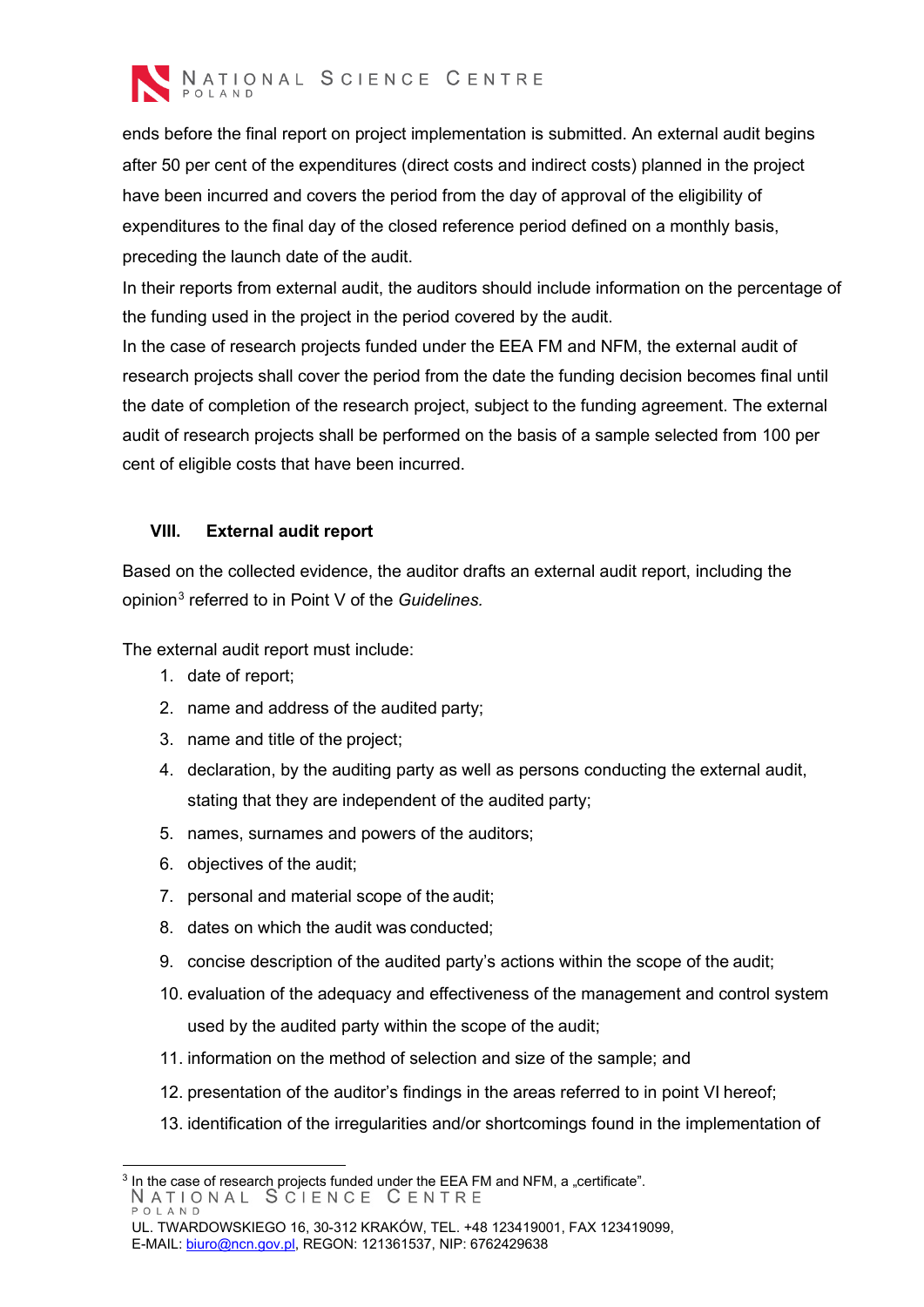ends before the final report on project implementation is submitted. An external audit begins after 50 per cent of the expenditures (direct costs and indirect costs) planned in the project have been incurred and covers the period from the day of approval of the eligibility of expenditures to the final day of the closed reference period defined on a monthly basis, preceding the launch date of the audit.

In their reports from external audit, the auditors should include information on the percentage of the funding used in the project in the period covered by the audit.

In the case of research projects funded under the EEA FM and NFM, the external audit of research projects shall cover the period from the date the funding decision becomes final until the date of completion of the research project, subject to the funding agreement. The external audit of research projects shall be performed on the basis of a sample selected from 100 per cent of eligible costs that have been incurred.

## VIII. External audit report

Based on the collected evidence, the auditor drafts an external audit report, including the opinion[3] referred to in Point V of the *Guidelines.*

The external audit report must include:

1. date of report;
2. name and address of the audited party;
3. name and title of the project;
4. declaration, by the auditing party as well as persons conducting the external audit, stating that they are independent of the audited party;
5. names, surnames and powers of the auditors;
6. objectives of the audit;
7. personal and material scope of the audit;
8. dates on which the audit was conducted;
9. concise description of the audited party's actions within the scope of the audit;
10. evaluation of the adequacy and effectiveness of the management and control system used by the audited party within the scope of the audit;
11. information on the method of selection and size of the sample; and
12. presentation of the auditor's findings in the areas referred to in point VI hereof;
13. identification of the irregularities and/or shortcomings found in the implementation of

[3] In the case of research projects funded under the EEA FM and NFM, a „certificate".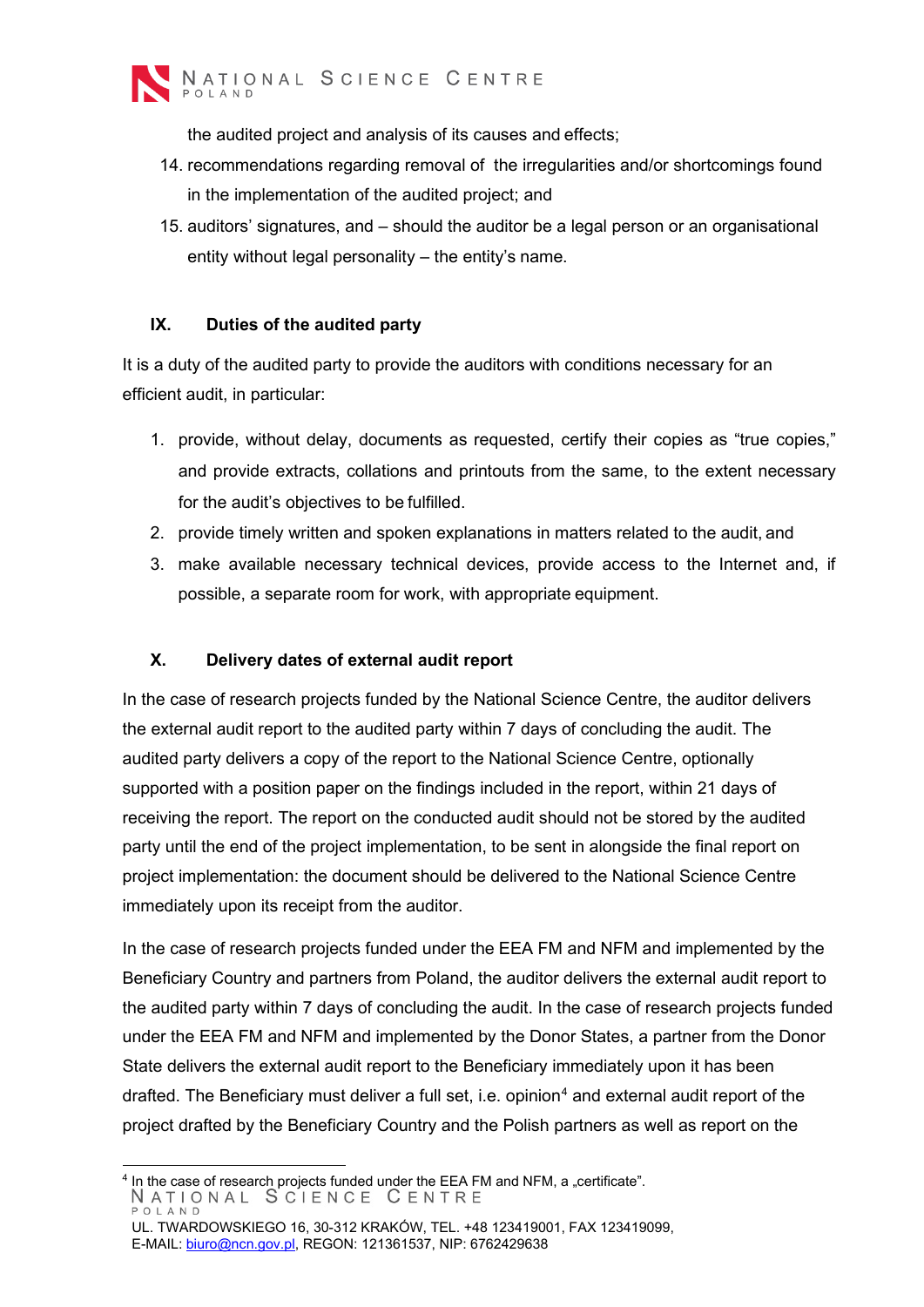the audited project and analysis of its causes and effects;

14. recommendations regarding removal of the irregularities and/or shortcomings found in the implementation of the audited project; and
15. auditors' signatures, and – should the auditor be a legal person or an organisational entity without legal personality – the entity's name.

## IX. Duties of the audited party

It is a duty of the audited party to provide the auditors with conditions necessary for an efficient audit, in particular:

1. provide, without delay, documents as requested, certify their copies as "true copies," and provide extracts, collations and printouts from the same, to the extent necessary for the audit's objectives to be fulfilled.
2. provide timely written and spoken explanations in matters related to the audit, and
3. make available necessary technical devices, provide access to the Internet and, if possible, a separate room for work, with appropriate equipment.

## X. Delivery dates of external audit report

In the case of research projects funded by the National Science Centre, the auditor delivers the external audit report to the audited party within 7 days of concluding the audit. The audited party delivers a copy of the report to the National Science Centre, optionally supported with a position paper on the findings included in the report, within 21 days of receiving the report. The report on the conducted audit should not be stored by the audited party until the end of the project implementation, to be sent in alongside the final report on project implementation: the document should be delivered to the National Science Centre immediately upon its receipt from the auditor.

In the case of research projects funded under the EEA FM and NFM and implemented by the Beneficiary Country and partners from Poland, the auditor delivers the external audit report to the audited party within 7 days of concluding the audit. In the case of research projects funded under the EEA FM and NFM and implemented by the Donor States, a partner from the Donor State delivers the external audit report to the Beneficiary immediately upon it has been drafted. The Beneficiary must deliver a full set, i.e. opinion[4] and external audit report of the project drafted by the Beneficiary Country and the Polish partners as well as report on the

[4] In the case of research projects funded under the EEA FM and NFM, a „certificate".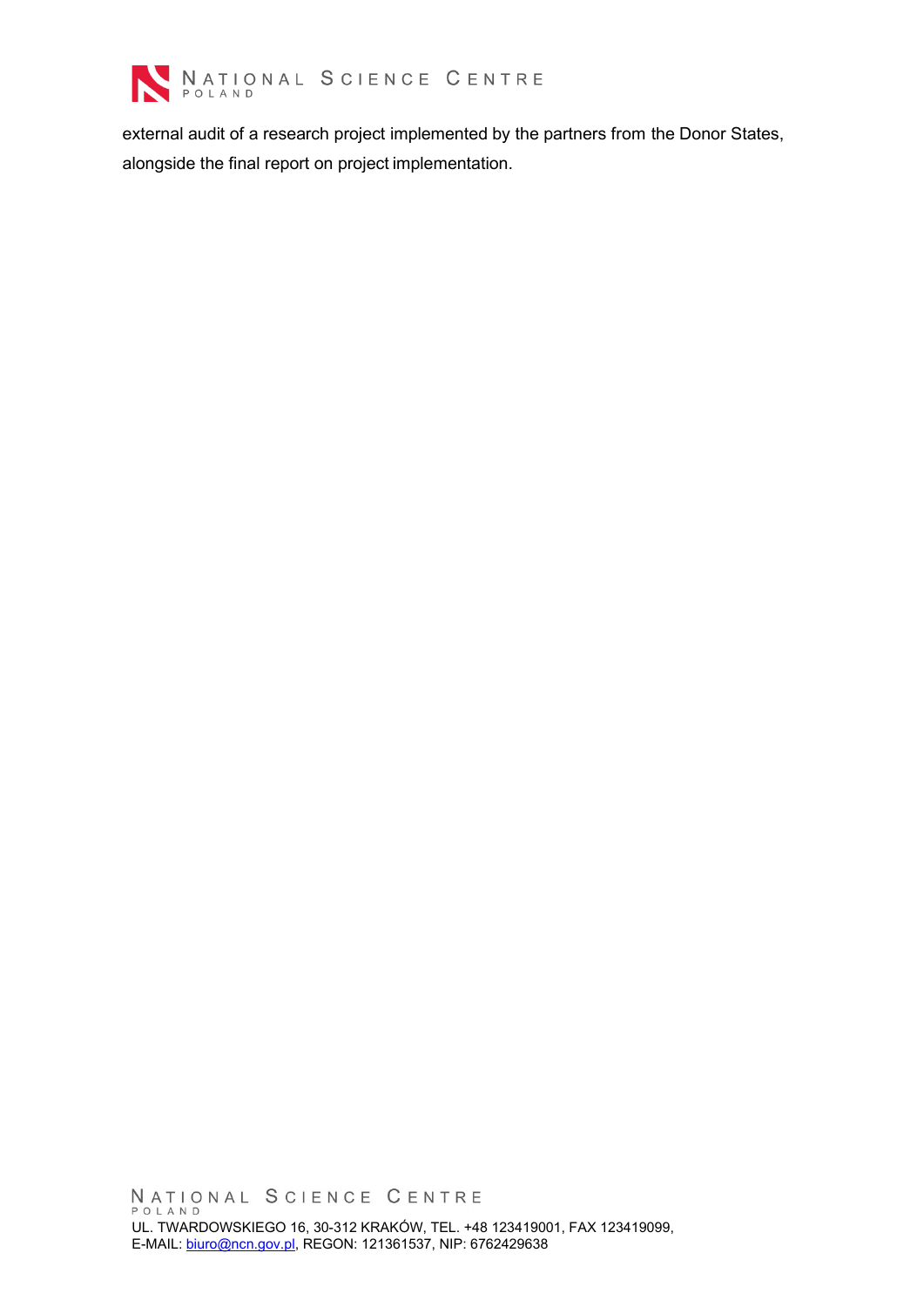external audit of a research project implemented by the partners from the Donor States, alongside the final report on project implementation.